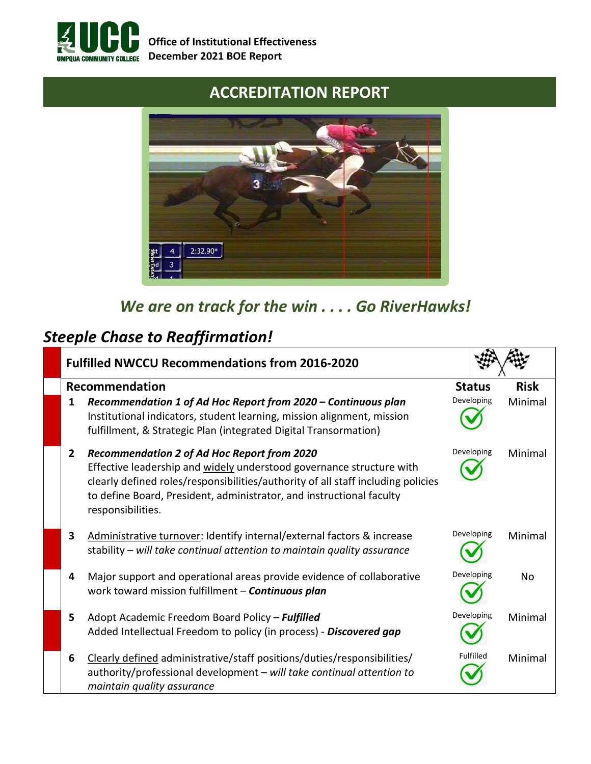Office of Institutional Effectiveness
December 2021 BOE Report

# ACCREDITATION REPORT

*We are on track for the win . . . . Go RiverHawks!*

## *Steeple Chase to Reaffirmation!*

**Fulfilled NWCCU Recommendations from 2016-2020**

| | Recommendation | Status | Risk |
|---|---|---|---|
| 1 | ***Recommendation 1 of Ad Hoc Report from 2020 – Continuous plan*** Institutional indicators, student learning, mission alignment, mission fulfillment, & Strategic Plan (integrated Digital Transormation) | Developing ✓ | Minimal |
| 2 | ***Recommendation 2 of Ad Hoc Report from 2020*** Effective leadership and widely understood governance structure with clearly defined roles/responsibilities/authority of all staff including policies to define Board, President, administrator, and instructional faculty responsibilities. | Developing ✓ | Minimal |
| 3 | Administrative turnover: Identify internal/external factors & increase stability – *will take continual attention to maintain quality assurance* | Developing ✓ | Minimal |
| 4 | Major support and operational areas provide evidence of collaborative work toward mission fulfillment – ***Continuous plan*** | Developing ✓ | No |
| 5 | Adopt Academic Freedom Board Policy – ***Fulfilled*** Added Intellectual Freedom to policy (in process) - ***Discovered gap*** | Developing ✓ | Minimal |
| 6 | Clearly defined administrative/staff positions/duties/responsibilities/ authority/professional development – *will take continual attention to maintain quality assurance* | Fulfilled ✓ | Minimal |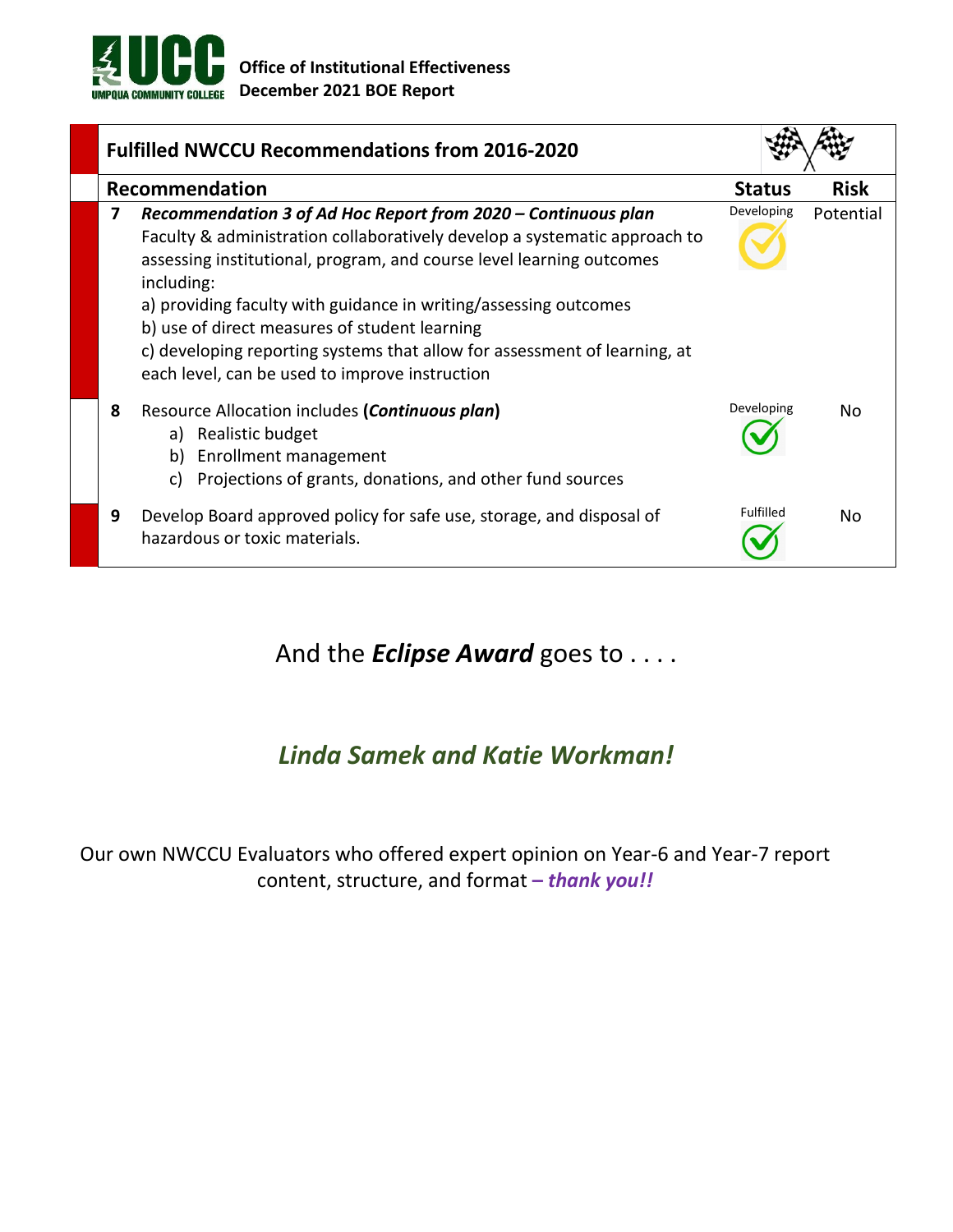## Fulfilled NWCCU Recommendations from 2016-2020

| | Recommendation | Status | Risk |
|---|---|---|---|
| 7 | ***Recommendation 3 of Ad Hoc Report from 2020 – Continuous plan***<br>Faculty & administration collaboratively develop a systematic approach to assessing institutional, program, and course level learning outcomes including:<br>a) providing faculty with guidance in writing/assessing outcomes<br>b) use of direct measures of student learning<br>c) developing reporting systems that allow for assessment of learning, at each level, can be used to improve instruction | Developing | Potential |
| 8 | Resource Allocation includes (***Continuous plan***)<br>a) Realistic budget<br>b) Enrollment management<br>c) Projections of grants, donations, and other fund sources | Developing | No |
| 9 | Develop Board approved policy for safe use, storage, and disposal of hazardous or toxic materials. | Fulfilled | No |

And the ***Eclipse Award*** goes to . . . .

***Linda Samek and Katie Workman!***

Our own NWCCU Evaluators who offered expert opinion on Year-6 and Year-7 report content, structure, and format ***– thank you!!***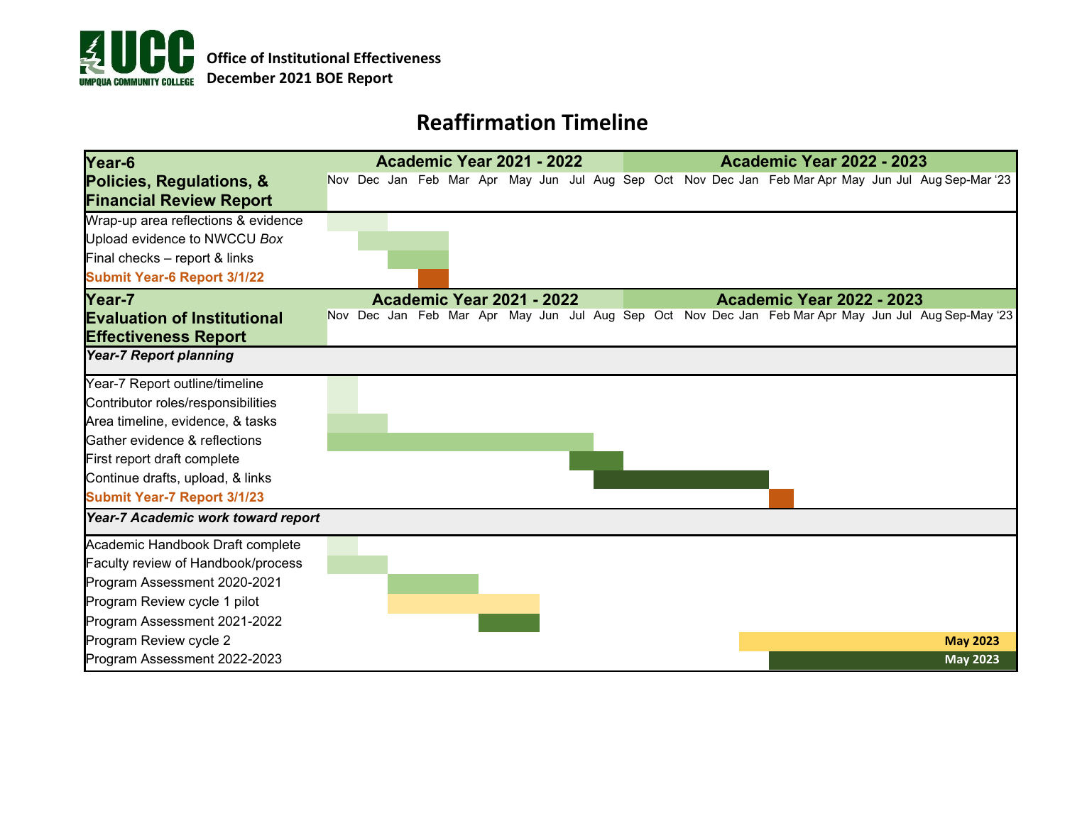Office of Institutional Effectiveness
December 2021 BOE Report

# Reaffirmation Timeline

**Year-6**
**Policies, Regulations, & Financial Review Report**

Academic Year 2021 - 2022 | Academic Year 2022 - 2023

Nov Dec Jan Feb Mar Apr May Jun Jul Aug Sep Oct Nov Dec Jan Feb Mar Apr May Jun Jul Aug Sep-Mar '23

- Wrap-up area reflections & evidence
- Upload evidence to NWCCU *Box*
- Final checks – report & links
- **Submit Year-6 Report 3/1/22**

**Year-7**
**Evaluation of Institutional Effectiveness Report**

Academic Year 2021 - 2022 | Academic Year 2022 - 2023

Nov Dec Jan Feb Mar Apr May Jun Jul Aug Sep Oct Nov Dec Jan Feb Mar Apr May Jun Jul Aug Sep-May '23

***Year-7 Report planning***

- Year-7 Report outline/timeline
- Contributor roles/responsibilities
- Area timeline, evidence, & tasks
- Gather evidence & reflections
- First report draft complete
- Continue drafts, upload, & links
- **Submit Year-7 Report 3/1/23**

***Year-7 Academic work toward report***

- Academic Handbook Draft complete
- Faculty review of Handbook/process
- Program Assessment 2020-2021
- Program Review cycle 1 pilot
- Program Assessment 2021-2022
- Program Review cycle 2 — **May 2023**
- Program Assessment 2022-2023 — **May 2023**